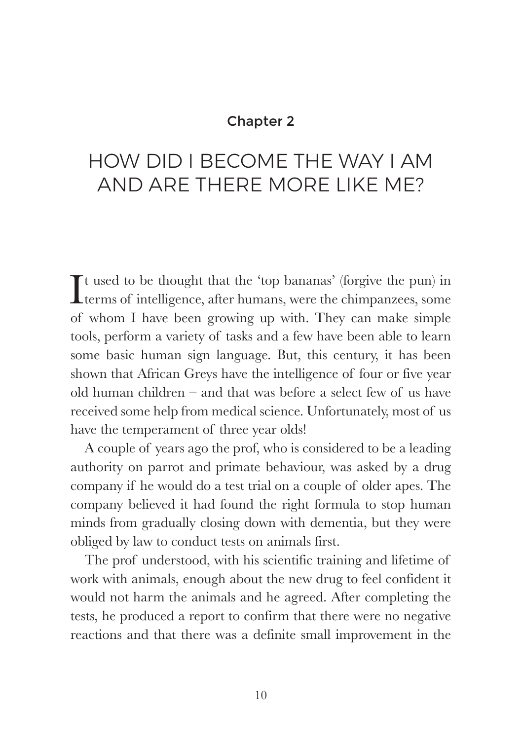## Chapter 2

# HOW DID I BECOME THE WAY I AM AND ARE THERE MORE LIKE ME?

It used to be thought that the 'top bananas' (forgive the pun) in terms of intelligence, after humans, were the chimpanzees, some of whom I have been growing up with. They can make simple tools, perform a variety of tasks and a few have been able to learn some basic human sign language. But, this century, it has been shown that African Greys have the intelligence of four or five year old human children – and that was before a select few of us have received some help from medical science. Unfortunately, most of us have the temperament of three year olds!

A couple of years ago the prof, who is considered to be a leading authority on parrot and primate behaviour, was asked by a drug company if he would do a test trial on a couple of older apes. The company believed it had found the right formula to stop human minds from gradually closing down with dementia, but they were obliged by law to conduct tests on animals first.

The prof understood, with his scientific training and lifetime of work with animals, enough about the new drug to feel confident it would not harm the animals and he agreed. After completing the tests, he produced a report to confirm that there were no negative reactions and that there was a definite small improvement in the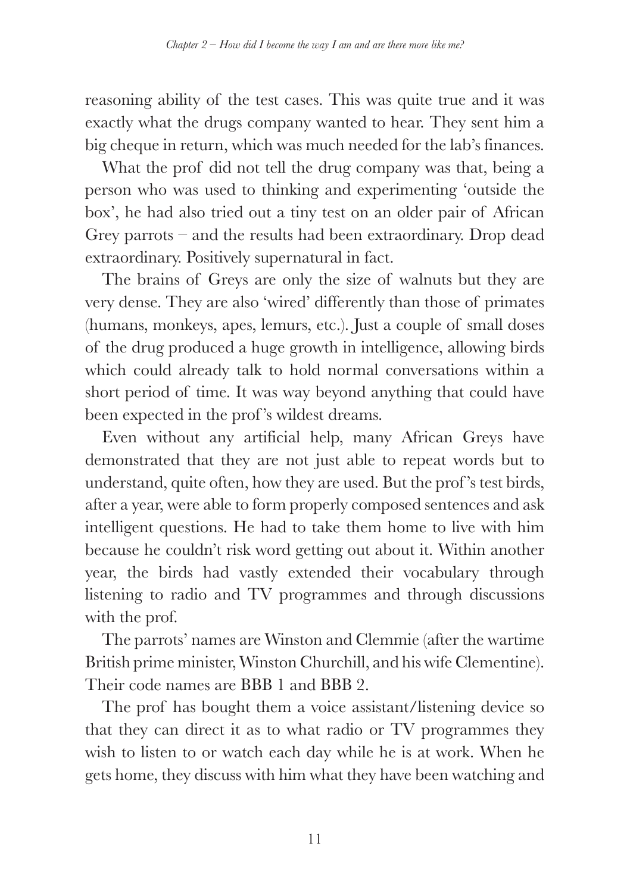reasoning ability of the test cases. This was quite true and it was exactly what the drugs company wanted to hear. They sent him a big cheque in return, which was much needed for the lab's finances.

What the prof did not tell the drug company was that, being a person who was used to thinking and experimenting 'outside the box', he had also tried out a tiny test on an older pair of African Grey parrots – and the results had been extraordinary. Drop dead extraordinary. Positively supernatural in fact.

The brains of Greys are only the size of walnuts but they are very dense. They are also 'wired' differently than those of primates (humans, monkeys, apes, lemurs, etc.). Just a couple of small doses of the drug produced a huge growth in intelligence, allowing birds which could already talk to hold normal conversations within a short period of time. It was way beyond anything that could have been expected in the prof's wildest dreams.

Even without any artificial help, many African Greys have demonstrated that they are not just able to repeat words but to understand, quite often, how they are used. But the prof's test birds, after a year, were able to form properly composed sentences and ask intelligent questions. He had to take them home to live with him because he couldn't risk word getting out about it. Within another year, the birds had vastly extended their vocabulary through listening to radio and TV programmes and through discussions with the prof.

The parrots' names are Winston and Clemmie (after the wartime British prime minister, Winston Churchill, and his wife Clementine). Their code names are BBB 1 and BBB 2.

The prof has bought them a voice assistant/listening device so that they can direct it as to what radio or TV programmes they wish to listen to or watch each day while he is at work. When he gets home, they discuss with him what they have been watching and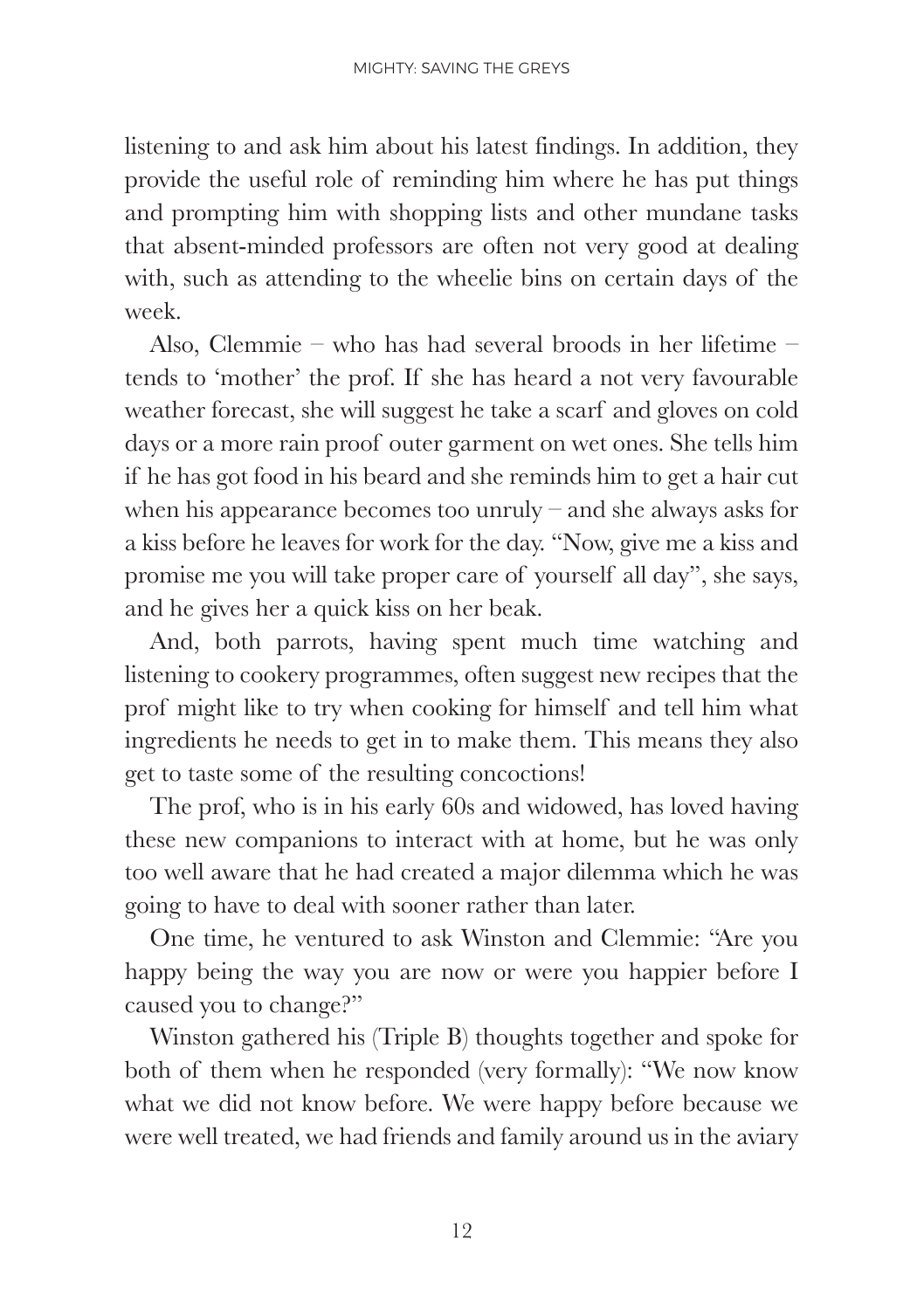listening to and ask him about his latest findings. In addition, they provide the useful role of reminding him where he has put things and prompting him with shopping lists and other mundane tasks that absent-minded professors are often not very good at dealing with, such as attending to the wheelie bins on certain days of the week.

Also, Clemmie – who has had several broods in her lifetime – tends to 'mother' the prof. If she has heard a not very favourable weather forecast, she will suggest he take a scarf and gloves on cold days or a more rain proof outer garment on wet ones. She tells him if he has got food in his beard and she reminds him to get a hair cut when his appearance becomes too unruly – and she always asks for a kiss before he leaves for work for the day. "Now, give me a kiss and promise me you will take proper care of yourself all day", she says, and he gives her a quick kiss on her beak.

And, both parrots, having spent much time watching and listening to cookery programmes, often suggest new recipes that the prof might like to try when cooking for himself and tell him what ingredients he needs to get in to make them. This means they also get to taste some of the resulting concoctions!

The prof, who is in his early 60s and widowed, has loved having these new companions to interact with at home, but he was only too well aware that he had created a major dilemma which he was going to have to deal with sooner rather than later.

One time, he ventured to ask Winston and Clemmie: "Are you happy being the way you are now or were you happier before I caused you to change?"

Winston gathered his (Triple B) thoughts together and spoke for both of them when he responded (very formally): "We now know what we did not know before. We were happy before because we were well treated, we had friends and family around us in the aviary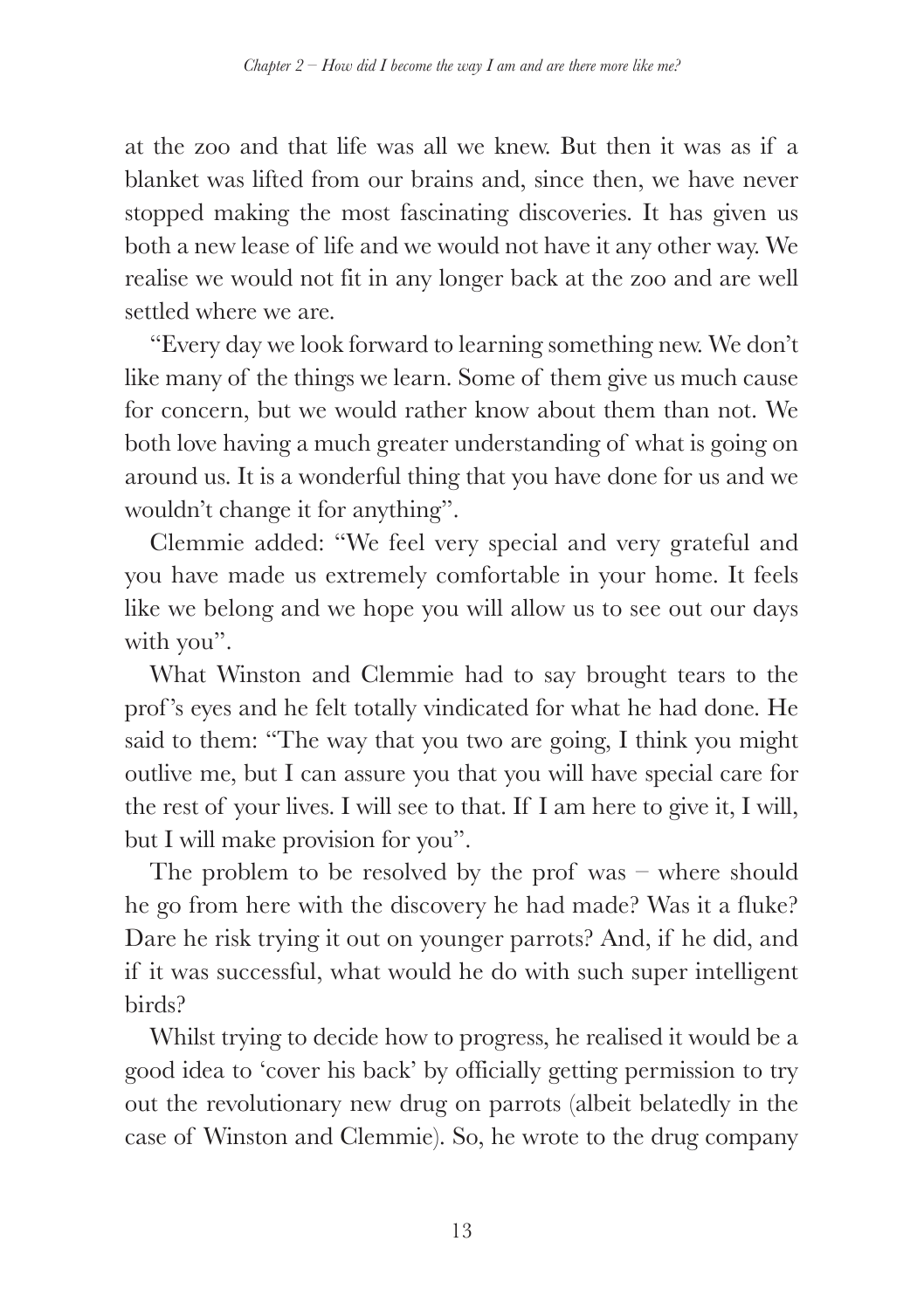at the zoo and that life was all we knew. But then it was as if a blanket was lifted from our brains and, since then, we have never stopped making the most fascinating discoveries. It has given us both a new lease of life and we would not have it any other way. We realise we would not fit in any longer back at the zoo and are well settled where we are.

"Every day we look forward to learning something new. We don't like many of the things we learn. Some of them give us much cause for concern, but we would rather know about them than not. We both love having a much greater understanding of what is going on around us. It is a wonderful thing that you have done for us and we wouldn't change it for anything".

Clemmie added: "We feel very special and very grateful and you have made us extremely comfortable in your home. It feels like we belong and we hope you will allow us to see out our days with you".

What Winston and Clemmie had to say brought tears to the prof's eyes and he felt totally vindicated for what he had done. He said to them: "The way that you two are going, I think you might outlive me, but I can assure you that you will have special care for the rest of your lives. I will see to that. If I am here to give it, I will, but I will make provision for you".

The problem to be resolved by the prof was – where should he go from here with the discovery he had made? Was it a fluke? Dare he risk trying it out on younger parrots? And, if he did, and if it was successful, what would he do with such super intelligent birds?

Whilst trying to decide how to progress, he realised it would be a good idea to 'cover his back' by officially getting permission to try out the revolutionary new drug on parrots (albeit belatedly in the case of Winston and Clemmie). So, he wrote to the drug company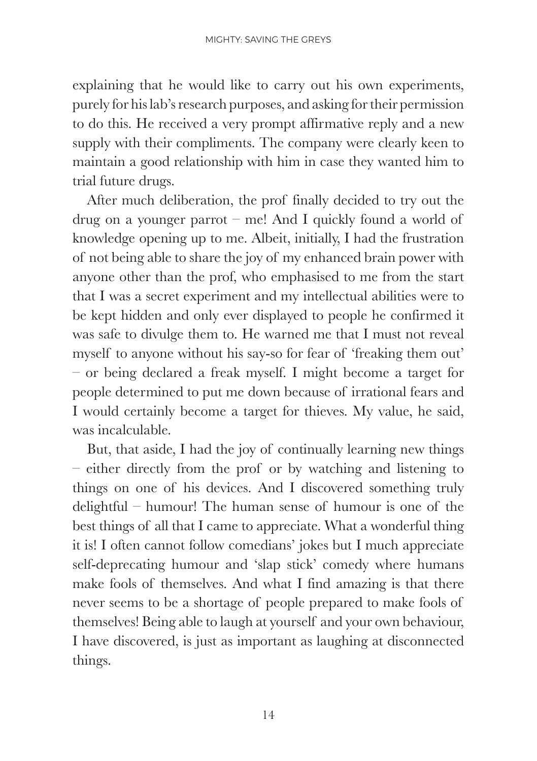explaining that he would like to carry out his own experiments, purely for his lab's research purposes, and asking for their permission to do this. He received a very prompt affirmative reply and a new supply with their compliments. The company were clearly keen to maintain a good relationship with him in case they wanted him to trial future drugs.

After much deliberation, the prof finally decided to try out the drug on a younger parrot – me! And I quickly found a world of knowledge opening up to me. Albeit, initially, I had the frustration of not being able to share the joy of my enhanced brain power with anyone other than the prof, who emphasised to me from the start that I was a secret experiment and my intellectual abilities were to be kept hidden and only ever displayed to people he confirmed it was safe to divulge them to. He warned me that I must not reveal myself to anyone without his say-so for fear of 'freaking them out' – or being declared a freak myself. I might become a target for people determined to put me down because of irrational fears and I would certainly become a target for thieves. My value, he said, was incalculable.

But, that aside, I had the joy of continually learning new things – either directly from the prof or by watching and listening to things on one of his devices. And I discovered something truly delightful – humour! The human sense of humour is one of the best things of all that I came to appreciate. What a wonderful thing it is! I often cannot follow comedians' jokes but I much appreciate self-deprecating humour and 'slap stick' comedy where humans make fools of themselves. And what I find amazing is that there never seems to be a shortage of people prepared to make fools of themselves! Being able to laugh at yourself and your own behaviour, I have discovered, is just as important as laughing at disconnected things.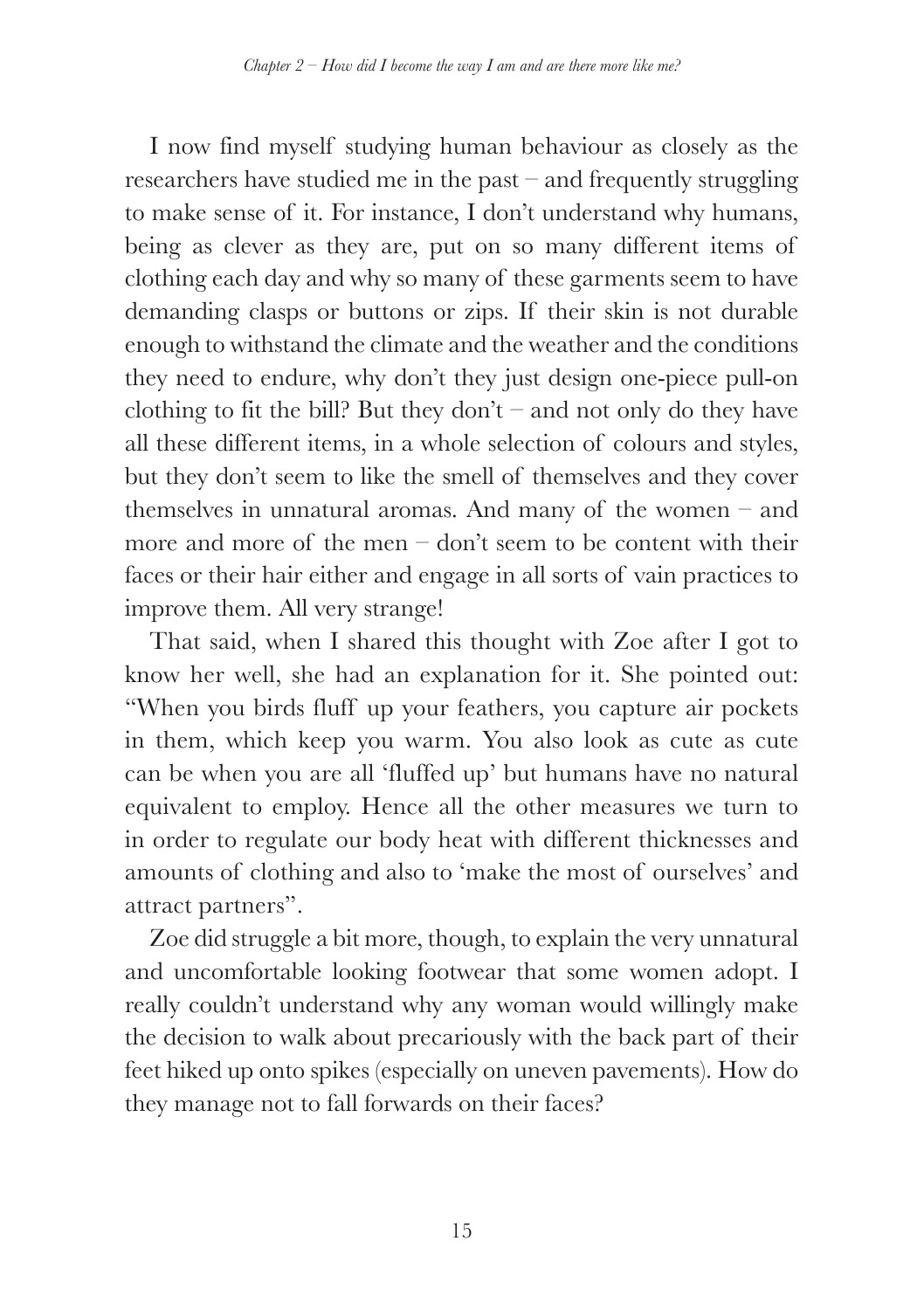I now find myself studying human behaviour as closely as the researchers have studied me in the past – and frequently struggling to make sense of it. For instance, I don't understand why humans, being as clever as they are, put on so many different items of clothing each day and why so many of these garments seem to have demanding clasps or buttons or zips. If their skin is not durable enough to withstand the climate and the weather and the conditions they need to endure, why don't they just design one-piece pull-on clothing to fit the bill? But they don't – and not only do they have all these different items, in a whole selection of colours and styles, but they don't seem to like the smell of themselves and they cover themselves in unnatural aromas. And many of the women – and more and more of the men – don't seem to be content with their faces or their hair either and engage in all sorts of vain practices to improve them. All very strange!

That said, when I shared this thought with Zoe after I got to know her well, she had an explanation for it. She pointed out: "When you birds fluff up your feathers, you capture air pockets in them, which keep you warm. You also look as cute as cute can be when you are all 'fluffed up' but humans have no natural equivalent to employ. Hence all the other measures we turn to in order to regulate our body heat with different thicknesses and amounts of clothing and also to 'make the most of ourselves' and attract partners".

Zoe did struggle a bit more, though, to explain the very unnatural and uncomfortable looking footwear that some women adopt. I really couldn't understand why any woman would willingly make the decision to walk about precariously with the back part of their feet hiked up onto spikes (especially on uneven pavements). How do they manage not to fall forwards on their faces?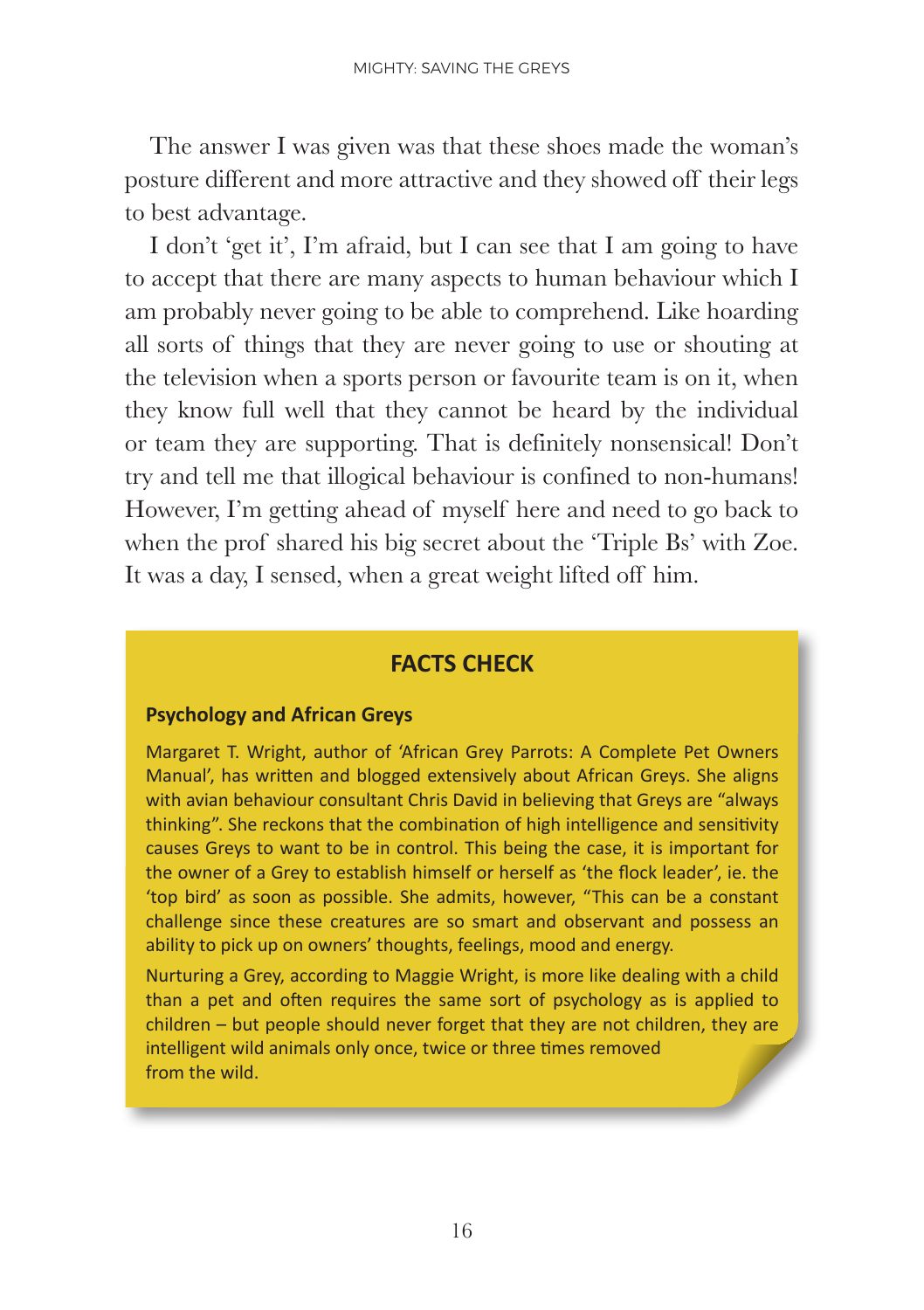The answer I was given was that these shoes made the woman's posture different and more attractive and they showed off their legs to best advantage.

I don't 'get it', I'm afraid, but I can see that I am going to have to accept that there are many aspects to human behaviour which I am probably never going to be able to comprehend. Like hoarding all sorts of things that they are never going to use or shouting at the television when a sports person or favourite team is on it, when they know full well that they cannot be heard by the individual or team they are supporting. That is definitely nonsensical! Don't try and tell me that illogical behaviour is confined to non-humans! However, I'm getting ahead of myself here and need to go back to when the prof shared his big secret about the 'Triple Bs' with Zoe. It was a day, I sensed, when a great weight lifted off him.

## FACTS CHECK

**Psychology and African Greys**

Margaret T. Wright, author of 'African Grey Parrots: A Complete Pet Owners Manual', has written and blogged extensively about African Greys. She aligns with avian behaviour consultant Chris David in believing that Greys are "always thinking". She reckons that the combination of high intelligence and sensitivity causes Greys to want to be in control. This being the case, it is important for the owner of a Grey to establish himself or herself as 'the flock leader', ie. the 'top bird' as soon as possible. She admits, however, "This can be a constant challenge since these creatures are so smart and observant and possess an ability to pick up on owners' thoughts, feelings, mood and energy.

Nurturing a Grey, according to Maggie Wright, is more like dealing with a child than a pet and often requires the same sort of psychology as is applied to children – but people should never forget that they are not children, they are intelligent wild animals only once, twice or three times removed from the wild.